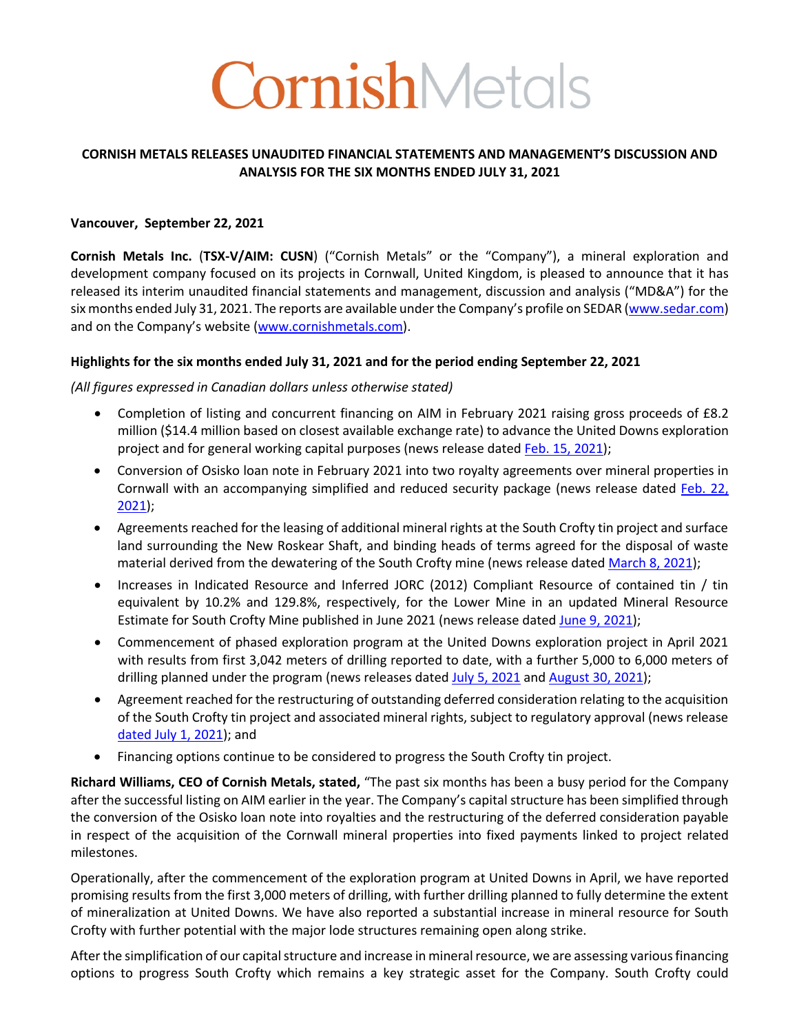# CornishMetals

**CORNISH METALS RELEASES UNAUDITED FINANCIAL STATEMENTS AND MANAGEMENT'S DISCUSSION AND ANALYSIS FOR THE SIX MONTHS ENDED JULY 31, 2021**

**Vancouver, September 22, 2021**

**Cornish Metals Inc.** (**TSX-V/AIM: CUSN**) ("Cornish Metals" or the "Company"), a mineral exploration and development company focused on its projects in Cornwall, United Kingdom, is pleased to announce that it has released its interim unaudited financial statements and management, discussion and analysis ("MD&A") for the six months ended July 31, 2021. The reports are available under the Company's profile on SEDAR (www.sedar.com) and on the Company's website (www.cornishmetals.com).

**Highlights for the six months ended July 31, 2021 and for the period ending September 22, 2021**

*(All figures expressed in Canadian dollars unless otherwise stated)*

- Completion of listing and concurrent financing on AIM in February 2021 raising gross proceeds of £8.2 million ($14.4 million based on closest available exchange rate) to advance the United Downs exploration project and for general working capital purposes (news release dated Feb. 15, 2021);
- Conversion of Osisko loan note in February 2021 into two royalty agreements over mineral properties in Cornwall with an accompanying simplified and reduced security package (news release dated Feb. 22, 2021);
- Agreements reached for the leasing of additional mineral rights at the South Crofty tin project and surface land surrounding the New Roskear Shaft, and binding heads of terms agreed for the disposal of waste material derived from the dewatering of the South Crofty mine (news release dated March 8, 2021);
- Increases in Indicated Resource and Inferred JORC (2012) Compliant Resource of contained tin / tin equivalent by 10.2% and 129.8%, respectively, for the Lower Mine in an updated Mineral Resource Estimate for South Crofty Mine published in June 2021 (news release dated June 9, 2021);
- Commencement of phased exploration program at the United Downs exploration project in April 2021 with results from first 3,042 meters of drilling reported to date, with a further 5,000 to 6,000 meters of drilling planned under the program (news releases dated July 5, 2021 and August 30, 2021);
- Agreement reached for the restructuring of outstanding deferred consideration relating to the acquisition of the South Crofty tin project and associated mineral rights, subject to regulatory approval (news release dated July 1, 2021); and
- Financing options continue to be considered to progress the South Crofty tin project.

**Richard Williams, CEO of Cornish Metals, stated,** "The past six months has been a busy period for the Company after the successful listing on AIM earlier in the year. The Company's capital structure has been simplified through the conversion of the Osisko loan note into royalties and the restructuring of the deferred consideration payable in respect of the acquisition of the Cornwall mineral properties into fixed payments linked to project related milestones.

Operationally, after the commencement of the exploration program at United Downs in April, we have reported promising results from the first 3,000 meters of drilling, with further drilling planned to fully determine the extent of mineralization at United Downs. We have also reported a substantial increase in mineral resource for South Crofty with further potential with the major lode structures remaining open along strike.

After the simplification of our capital structure and increase in mineral resource, we are assessing various financing options to progress South Crofty which remains a key strategic asset for the Company. South Crofty could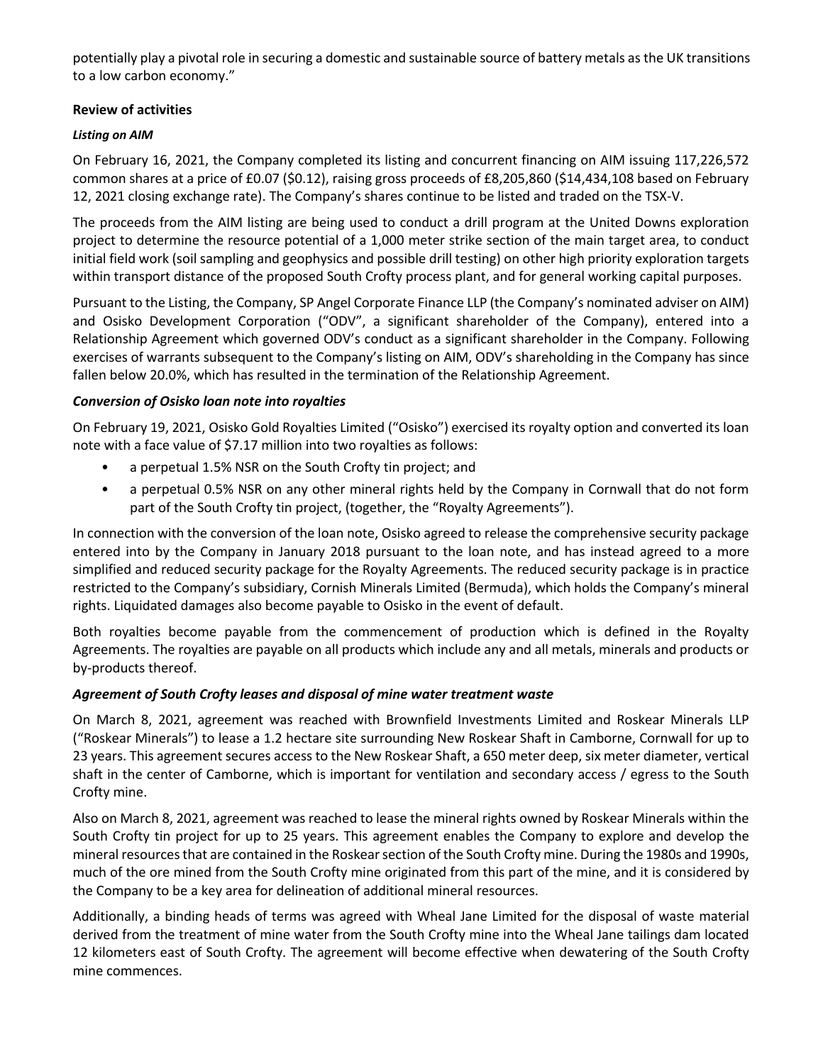potentially play a pivotal role in securing a domestic and sustainable source of battery metals as the UK transitions to a low carbon economy."

## Review of activities

***Listing on AIM***

On February 16, 2021, the Company completed its listing and concurrent financing on AIM issuing 117,226,572 common shares at a price of £0.07 ($0.12), raising gross proceeds of £8,205,860 ($14,434,108 based on February 12, 2021 closing exchange rate). The Company's shares continue to be listed and traded on the TSX-V.

The proceeds from the AIM listing are being used to conduct a drill program at the United Downs exploration project to determine the resource potential of a 1,000 meter strike section of the main target area, to conduct initial field work (soil sampling and geophysics and possible drill testing) on other high priority exploration targets within transport distance of the proposed South Crofty process plant, and for general working capital purposes.

Pursuant to the Listing, the Company, SP Angel Corporate Finance LLP (the Company's nominated adviser on AIM) and Osisko Development Corporation ("ODV", a significant shareholder of the Company), entered into a Relationship Agreement which governed ODV's conduct as a significant shareholder in the Company. Following exercises of warrants subsequent to the Company's listing on AIM, ODV's shareholding in the Company has since fallen below 20.0%, which has resulted in the termination of the Relationship Agreement.

***Conversion of Osisko loan note into royalties***

On February 19, 2021, Osisko Gold Royalties Limited ("Osisko") exercised its royalty option and converted its loan note with a face value of $7.17 million into two royalties as follows:

- a perpetual 1.5% NSR on the South Crofty tin project; and
- a perpetual 0.5% NSR on any other mineral rights held by the Company in Cornwall that do not form part of the South Crofty tin project, (together, the "Royalty Agreements").

In connection with the conversion of the loan note, Osisko agreed to release the comprehensive security package entered into by the Company in January 2018 pursuant to the loan note, and has instead agreed to a more simplified and reduced security package for the Royalty Agreements. The reduced security package is in practice restricted to the Company's subsidiary, Cornish Minerals Limited (Bermuda), which holds the Company's mineral rights. Liquidated damages also become payable to Osisko in the event of default.

Both royalties become payable from the commencement of production which is defined in the Royalty Agreements. The royalties are payable on all products which include any and all metals, minerals and products or by-products thereof.

***Agreement of South Crofty leases and disposal of mine water treatment waste***

On March 8, 2021, agreement was reached with Brownfield Investments Limited and Roskear Minerals LLP ("Roskear Minerals") to lease a 1.2 hectare site surrounding New Roskear Shaft in Camborne, Cornwall for up to 23 years. This agreement secures access to the New Roskear Shaft, a 650 meter deep, six meter diameter, vertical shaft in the center of Camborne, which is important for ventilation and secondary access / egress to the South Crofty mine.

Also on March 8, 2021, agreement was reached to lease the mineral rights owned by Roskear Minerals within the South Crofty tin project for up to 25 years. This agreement enables the Company to explore and develop the mineral resources that are contained in the Roskear section of the South Crofty mine. During the 1980s and 1990s, much of the ore mined from the South Crofty mine originated from this part of the mine, and it is considered by the Company to be a key area for delineation of additional mineral resources.

Additionally, a binding heads of terms was agreed with Wheal Jane Limited for the disposal of waste material derived from the treatment of mine water from the South Crofty mine into the Wheal Jane tailings dam located 12 kilometers east of South Crofty. The agreement will become effective when dewatering of the South Crofty mine commences.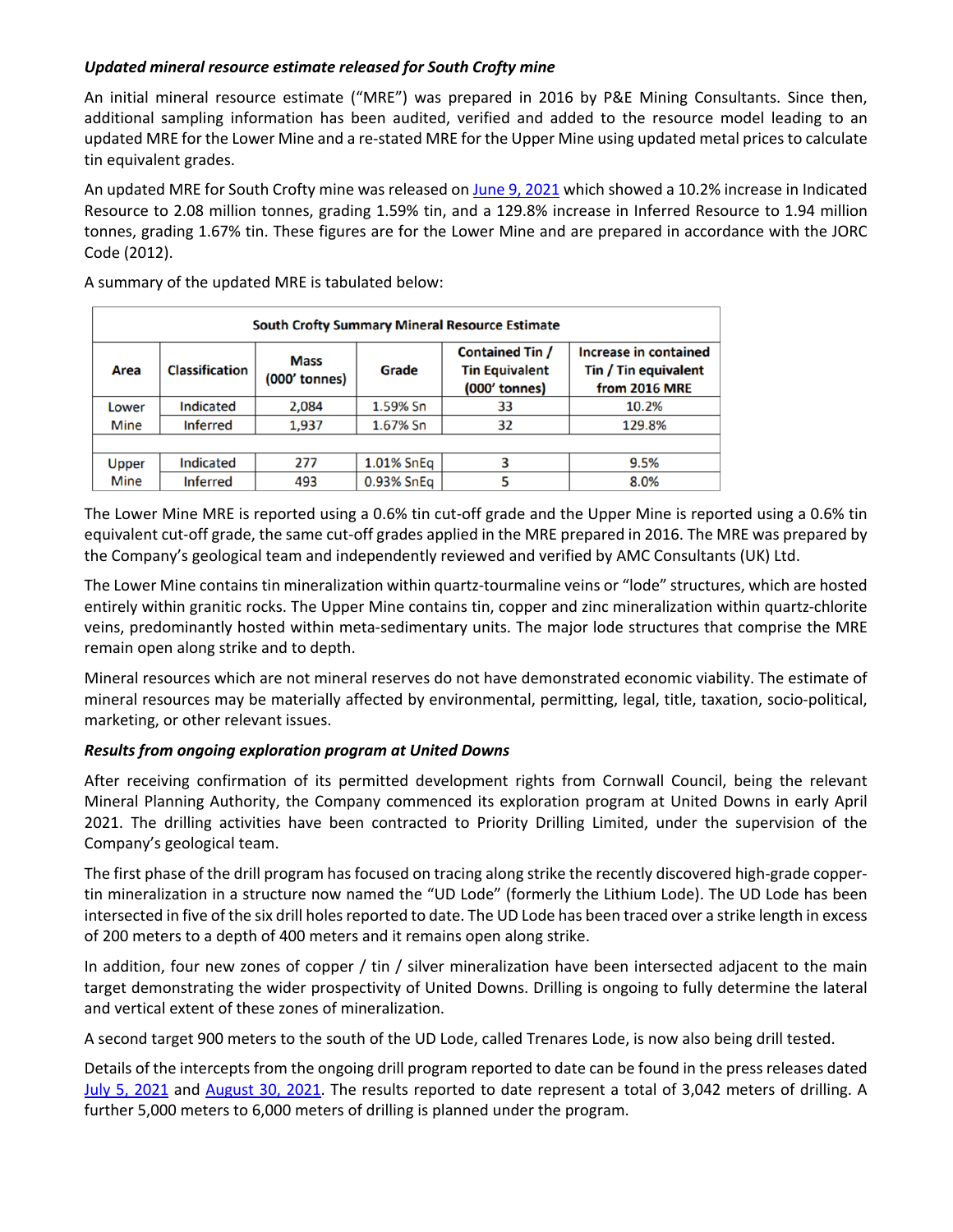***Updated mineral resource estimate released for South Crofty mine***

An initial mineral resource estimate ("MRE") was prepared in 2016 by P&E Mining Consultants. Since then, additional sampling information has been audited, verified and added to the resource model leading to an updated MRE for the Lower Mine and a re-stated MRE for the Upper Mine using updated metal prices to calculate tin equivalent grades.

An updated MRE for South Crofty mine was released on June 9, 2021 which showed a 10.2% increase in Indicated Resource to 2.08 million tonnes, grading 1.59% tin, and a 129.8% increase in Inferred Resource to 1.94 million tonnes, grading 1.67% tin. These figures are for the Lower Mine and are prepared in accordance with the JORC Code (2012).

A summary of the updated MRE is tabulated below:

| South Crofty Summary Mineral Resource Estimate | | | | | |
|---|---|---|---|---|---|
| **Area** | **Classification** | **Mass (000' tonnes)** | **Grade** | **Contained Tin / Tin Equivalent (000' tonnes)** | **Increase in contained Tin / Tin equivalent from 2016 MRE** |
| Lower Mine | Indicated | 2,084 | 1.59% Sn | 33 | 10.2% |
| | Inferred | 1,937 | 1.67% Sn | 32 | 129.8% |
| | | | | | |
| Upper Mine | Indicated | 277 | 1.01% SnEq | 3 | 9.5% |
| | Inferred | 493 | 0.93% SnEq | 5 | 8.0% |

The Lower Mine MRE is reported using a 0.6% tin cut-off grade and the Upper Mine is reported using a 0.6% tin equivalent cut-off grade, the same cut-off grades applied in the MRE prepared in 2016. The MRE was prepared by the Company's geological team and independently reviewed and verified by AMC Consultants (UK) Ltd.

The Lower Mine contains tin mineralization within quartz-tourmaline veins or "lode" structures, which are hosted entirely within granitic rocks. The Upper Mine contains tin, copper and zinc mineralization within quartz-chlorite veins, predominantly hosted within meta-sedimentary units. The major lode structures that comprise the MRE remain open along strike and to depth.

Mineral resources which are not mineral reserves do not have demonstrated economic viability. The estimate of mineral resources may be materially affected by environmental, permitting, legal, title, taxation, socio-political, marketing, or other relevant issues.

***Results from ongoing exploration program at United Downs***

After receiving confirmation of its permitted development rights from Cornwall Council, being the relevant Mineral Planning Authority, the Company commenced its exploration program at United Downs in early April 2021. The drilling activities have been contracted to Priority Drilling Limited, under the supervision of the Company's geological team.

The first phase of the drill program has focused on tracing along strike the recently discovered high-grade copper-tin mineralization in a structure now named the "UD Lode" (formerly the Lithium Lode). The UD Lode has been intersected in five of the six drill holes reported to date. The UD Lode has been traced over a strike length in excess of 200 meters to a depth of 400 meters and it remains open along strike.

In addition, four new zones of copper / tin / silver mineralization have been intersected adjacent to the main target demonstrating the wider prospectivity of United Downs. Drilling is ongoing to fully determine the lateral and vertical extent of these zones of mineralization.

A second target 900 meters to the south of the UD Lode, called Trenares Lode, is now also being drill tested.

Details of the intercepts from the ongoing drill program reported to date can be found in the press releases dated July 5, 2021 and August 30, 2021. The results reported to date represent a total of 3,042 meters of drilling. A further 5,000 meters to 6,000 meters of drilling is planned under the program.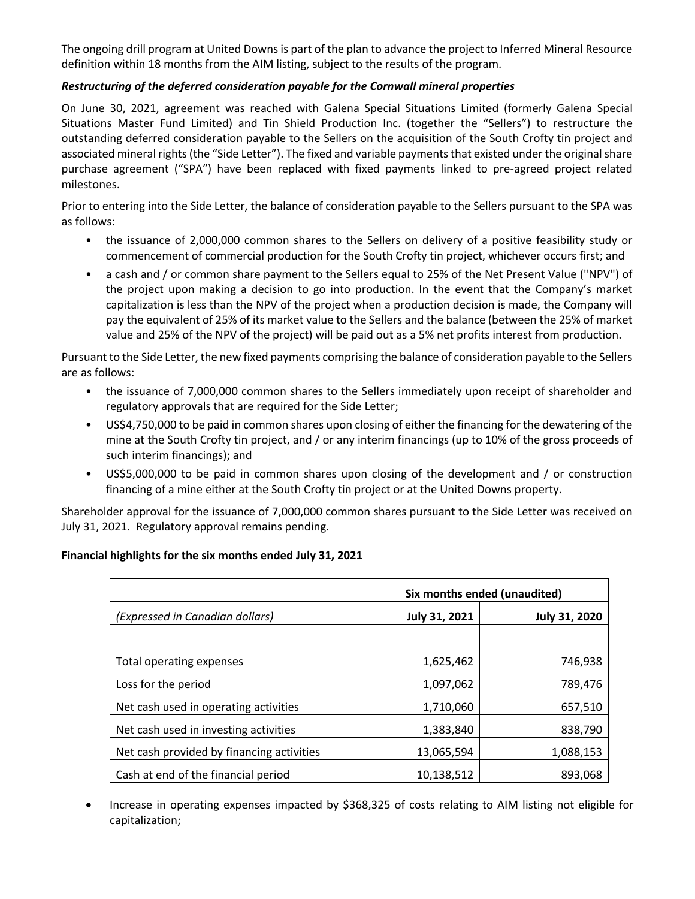The ongoing drill program at United Downs is part of the plan to advance the project to Inferred Mineral Resource definition within 18 months from the AIM listing, subject to the results of the program.

***Restructuring of the deferred consideration payable for the Cornwall mineral properties***

On June 30, 2021, agreement was reached with Galena Special Situations Limited (formerly Galena Special Situations Master Fund Limited) and Tin Shield Production Inc. (together the "Sellers") to restructure the outstanding deferred consideration payable to the Sellers on the acquisition of the South Crofty tin project and associated mineral rights (the "Side Letter"). The fixed and variable payments that existed under the original share purchase agreement ("SPA") have been replaced with fixed payments linked to pre-agreed project related milestones.

Prior to entering into the Side Letter, the balance of consideration payable to the Sellers pursuant to the SPA was as follows:

- the issuance of 2,000,000 common shares to the Sellers on delivery of a positive feasibility study or commencement of commercial production for the South Crofty tin project, whichever occurs first; and
- a cash and / or common share payment to the Sellers equal to 25% of the Net Present Value ("NPV") of the project upon making a decision to go into production. In the event that the Company's market capitalization is less than the NPV of the project when a production decision is made, the Company will pay the equivalent of 25% of its market value to the Sellers and the balance (between the 25% of market value and 25% of the NPV of the project) will be paid out as a 5% net profits interest from production.

Pursuant to the Side Letter, the new fixed payments comprising the balance of consideration payable to the Sellers are as follows:

- the issuance of 7,000,000 common shares to the Sellers immediately upon receipt of shareholder and regulatory approvals that are required for the Side Letter;
- US$4,750,000 to be paid in common shares upon closing of either the financing for the dewatering of the mine at the South Crofty tin project, and / or any interim financings (up to 10% of the gross proceeds of such interim financings); and
- US$5,000,000 to be paid in common shares upon closing of the development and / or construction financing of a mine either at the South Crofty tin project or at the United Downs property.

Shareholder approval for the issuance of 7,000,000 common shares pursuant to the Side Letter was received on July 31, 2021. Regulatory approval remains pending.

**Financial highlights for the six months ended July 31, 2021**

| | Six months ended (unaudited) | |
|---|---|---|
| *(Expressed in Canadian dollars)* | **July 31, 2021** | **July 31, 2020** |
| | | |
| Total operating expenses | 1,625,462 | 746,938 |
| Loss for the period | 1,097,062 | 789,476 |
| Net cash used in operating activities | 1,710,060 | 657,510 |
| Net cash used in investing activities | 1,383,840 | 838,790 |
| Net cash provided by financing activities | 13,065,594 | 1,088,153 |
| Cash at end of the financial period | 10,138,512 | 893,068 |

- Increase in operating expenses impacted by $368,325 of costs relating to AIM listing not eligible for capitalization;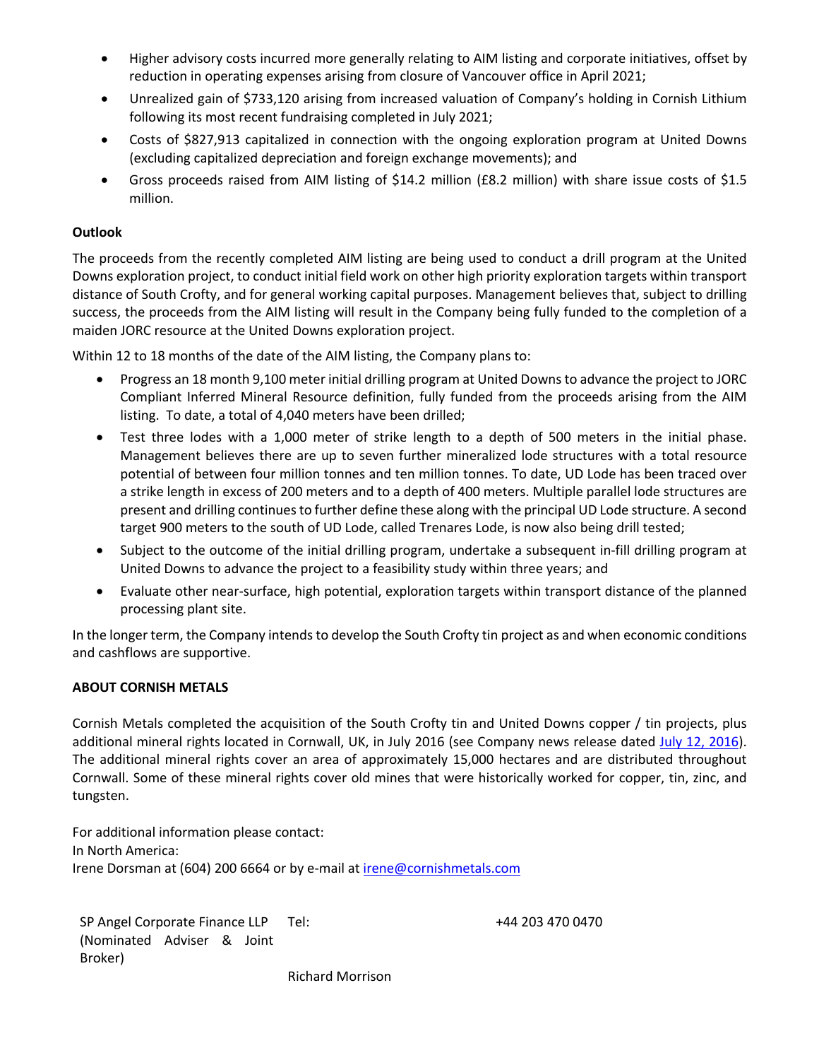- Higher advisory costs incurred more generally relating to AIM listing and corporate initiatives, offset by reduction in operating expenses arising from closure of Vancouver office in April 2021;
- Unrealized gain of $733,120 arising from increased valuation of Company's holding in Cornish Lithium following its most recent fundraising completed in July 2021;
- Costs of $827,913 capitalized in connection with the ongoing exploration program at United Downs (excluding capitalized depreciation and foreign exchange movements); and
- Gross proceeds raised from AIM listing of $14.2 million (£8.2 million) with share issue costs of $1.5 million.

**Outlook**

The proceeds from the recently completed AIM listing are being used to conduct a drill program at the United Downs exploration project, to conduct initial field work on other high priority exploration targets within transport distance of South Crofty, and for general working capital purposes. Management believes that, subject to drilling success, the proceeds from the AIM listing will result in the Company being fully funded to the completion of a maiden JORC resource at the United Downs exploration project.

Within 12 to 18 months of the date of the AIM listing, the Company plans to:

- Progress an 18 month 9,100 meter initial drilling program at United Downs to advance the project to JORC Compliant Inferred Mineral Resource definition, fully funded from the proceeds arising from the AIM listing. To date, a total of 4,040 meters have been drilled;
- Test three lodes with a 1,000 meter of strike length to a depth of 500 meters in the initial phase. Management believes there are up to seven further mineralized lode structures with a total resource potential of between four million tonnes and ten million tonnes. To date, UD Lode has been traced over a strike length in excess of 200 meters and to a depth of 400 meters. Multiple parallel lode structures are present and drilling continues to further define these along with the principal UD Lode structure. A second target 900 meters to the south of UD Lode, called Trenares Lode, is now also being drill tested;
- Subject to the outcome of the initial drilling program, undertake a subsequent in-fill drilling program at United Downs to advance the project to a feasibility study within three years; and
- Evaluate other near-surface, high potential, exploration targets within transport distance of the planned processing plant site.

In the longer term, the Company intends to develop the South Crofty tin project as and when economic conditions and cashflows are supportive.

**ABOUT CORNISH METALS**

Cornish Metals completed the acquisition of the South Crofty tin and United Downs copper / tin projects, plus additional mineral rights located in Cornwall, UK, in July 2016 (see Company news release dated July 12, 2016). The additional mineral rights cover an area of approximately 15,000 hectares and are distributed throughout Cornwall. Some of these mineral rights cover old mines that were historically worked for copper, tin, zinc, and tungsten.

For additional information please contact:
In North America:
Irene Dorsman at (604) 200 6664 or by e-mail at irene@cornishmetals.com

| SP Angel Corporate Finance LLP (Nominated Adviser & Joint Broker) | Tel: | +44 203 470 0470 |
|---|---|---|
| | Richard Morrison | |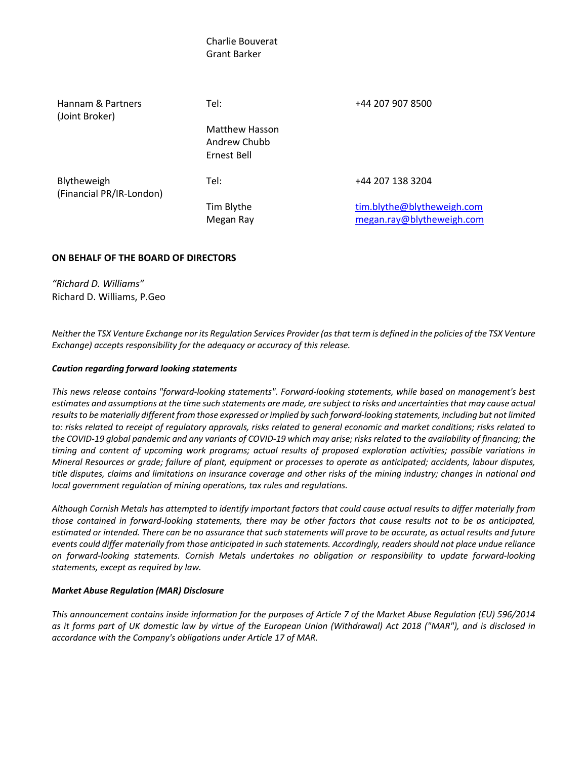| | Charlie Bouverat<br>Grant Barker | |
|---|---|---|
| Hannam & Partners<br>(Joint Broker) | Tel: | +44 207 907 8500 |
| | Matthew Hasson<br>Andrew Chubb<br>Ernest Bell | |
| Blytheweigh<br>(Financial PR/IR-London) | Tel: | +44 207 138 3204 |
| | Tim Blythe<br>Megan Ray | tim.blythe@blytheweigh.com<br>megan.ray@blytheweigh.com |

**ON BEHALF OF THE BOARD OF DIRECTORS**

*"Richard D. Williams"*
Richard D. Williams, P.Geo

*Neither the TSX Venture Exchange nor its Regulation Services Provider (as that term is defined in the policies of the TSX Venture Exchange) accepts responsibility for the adequacy or accuracy of this release.*

***Caution regarding forward looking statements***

*This news release contains "forward-looking statements". Forward-looking statements, while based on management's best estimates and assumptions at the time such statements are made, are subject to risks and uncertainties that may cause actual results to be materially different from those expressed or implied by such forward-looking statements, including but not limited to: risks related to receipt of regulatory approvals, risks related to general economic and market conditions; risks related to the COVID-19 global pandemic and any variants of COVID-19 which may arise; risks related to the availability of financing; the timing and content of upcoming work programs; actual results of proposed exploration activities; possible variations in Mineral Resources or grade; failure of plant, equipment or processes to operate as anticipated; accidents, labour disputes, title disputes, claims and limitations on insurance coverage and other risks of the mining industry; changes in national and local government regulation of mining operations, tax rules and regulations.*

*Although Cornish Metals has attempted to identify important factors that could cause actual results to differ materially from those contained in forward-looking statements, there may be other factors that cause results not to be as anticipated, estimated or intended. There can be no assurance that such statements will prove to be accurate, as actual results and future events could differ materially from those anticipated in such statements. Accordingly, readers should not place undue reliance on forward-looking statements. Cornish Metals undertakes no obligation or responsibility to update forward-looking statements, except as required by law.*

***Market Abuse Regulation (MAR) Disclosure***

*This announcement contains inside information for the purposes of Article 7 of the Market Abuse Regulation (EU) 596/2014 as it forms part of UK domestic law by virtue of the European Union (Withdrawal) Act 2018 ("MAR"), and is disclosed in accordance with the Company's obligations under Article 17 of MAR.*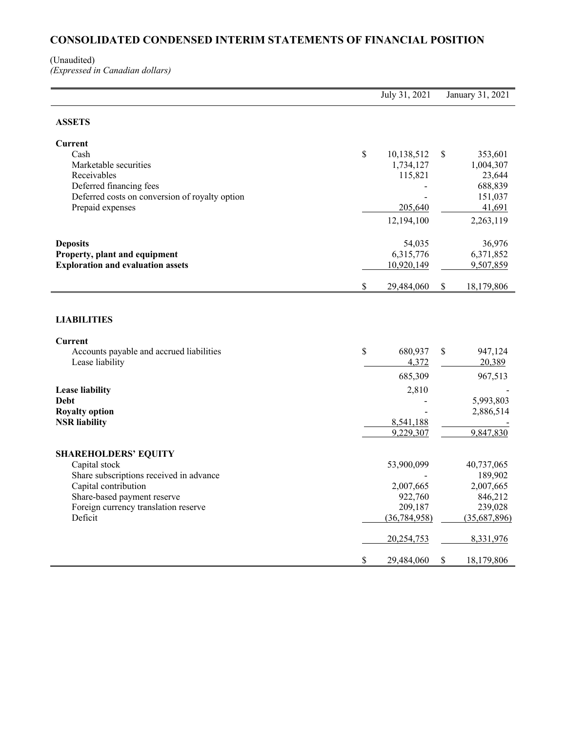# CONSOLIDATED CONDENSED INTERIM STATEMENTS OF FINANCIAL POSITION

(Unaudited)
*(Expressed in Canadian dollars)*

| | July 31, 2021 | January 31, 2021 |
|---|---|---|
| **ASSETS** | | |
| **Current** | | |
| Cash | $ 10,138,512 | $ 353,601 |
| Marketable securities | 1,734,127 | 1,004,307 |
| Receivables | 115,821 | 23,644 |
| Deferred financing fees | - | 688,839 |
| Deferred costs on conversion of royalty option | - | 151,037 |
| Prepaid expenses | 205,640 | 41,691 |
| | 12,194,100 | 2,263,119 |
| **Deposits** | 54,035 | 36,976 |
| **Property, plant and equipment** | 6,315,776 | 6,371,852 |
| **Exploration and evaluation assets** | 10,920,149 | 9,507,859 |
| | $ 29,484,060 | $ 18,179,806 |
| **LIABILITIES** | | |
| **Current** | | |
| Accounts payable and accrued liabilities | $ 680,937 | $ 947,124 |
| Lease liability | 4,372 | 20,389 |
| | 685,309 | 967,513 |
| **Lease liability** | 2,810 | - |
| **Debt** | - | 5,993,803 |
| **Royalty option** | - | 2,886,514 |
| **NSR liability** | 8,541,188 | - |
| | 9,229,307 | 9,847,830 |
| **SHAREHOLDERS' EQUITY** | | |
| Capital stock | 53,900,099 | 40,737,065 |
| Share subscriptions received in advance | - | 189,902 |
| Capital contribution | 2,007,665 | 2,007,665 |
| Share-based payment reserve | 922,760 | 846,212 |
| Foreign currency translation reserve | 209,187 | 239,028 |
| Deficit | (36,784,958) | (35,687,896) |
| | 20,254,753 | 8,331,976 |
| | $ 29,484,060 | $ 18,179,806 |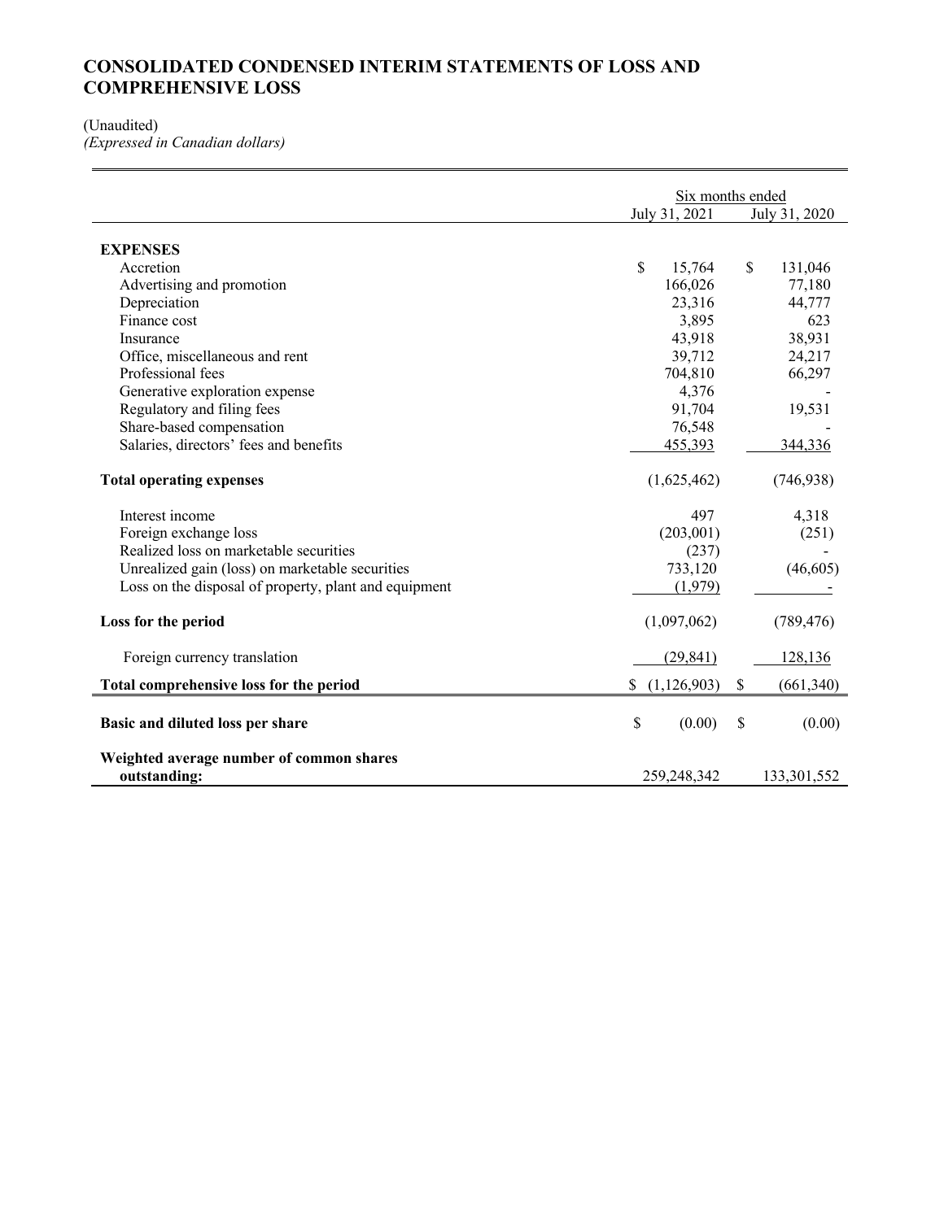# CONSOLIDATED CONDENSED INTERIM STATEMENTS OF LOSS AND COMPREHENSIVE LOSS

(Unaudited)
*(Expressed in Canadian dollars)*

| | Six months ended | |
|---|---|---|
| | July 31, 2021 | July 31, 2020 |
| **EXPENSES** | | |
| Accretion | $ 15,764 | $ 131,046 |
| Advertising and promotion | 166,026 | 77,180 |
| Depreciation | 23,316 | 44,777 |
| Finance cost | 3,895 | 623 |
| Insurance | 43,918 | 38,931 |
| Office, miscellaneous and rent | 39,712 | 24,217 |
| Professional fees | 704,810 | 66,297 |
| Generative exploration expense | 4,376 | - |
| Regulatory and filing fees | 91,704 | 19,531 |
| Share-based compensation | 76,548 | - |
| Salaries, directors' fees and benefits | 455,393 | 344,336 |
| **Total operating expenses** | (1,625,462) | (746,938) |
| Interest income | 497 | 4,318 |
| Foreign exchange loss | (203,001) | (251) |
| Realized loss on marketable securities | (237) | - |
| Unrealized gain (loss) on marketable securities | 733,120 | (46,605) |
| Loss on the disposal of property, plant and equipment | (1,979) | - |
| **Loss for the period** | (1,097,062) | (789,476) |
| Foreign currency translation | (29,841) | 128,136 |
| **Total comprehensive loss for the period** | $ (1,126,903) | $ (661,340) |
| **Basic and diluted loss per share** | $ (0.00) | $ (0.00) |
| **Weighted average number of common shares outstanding:** | 259,248,342 | 133,301,552 |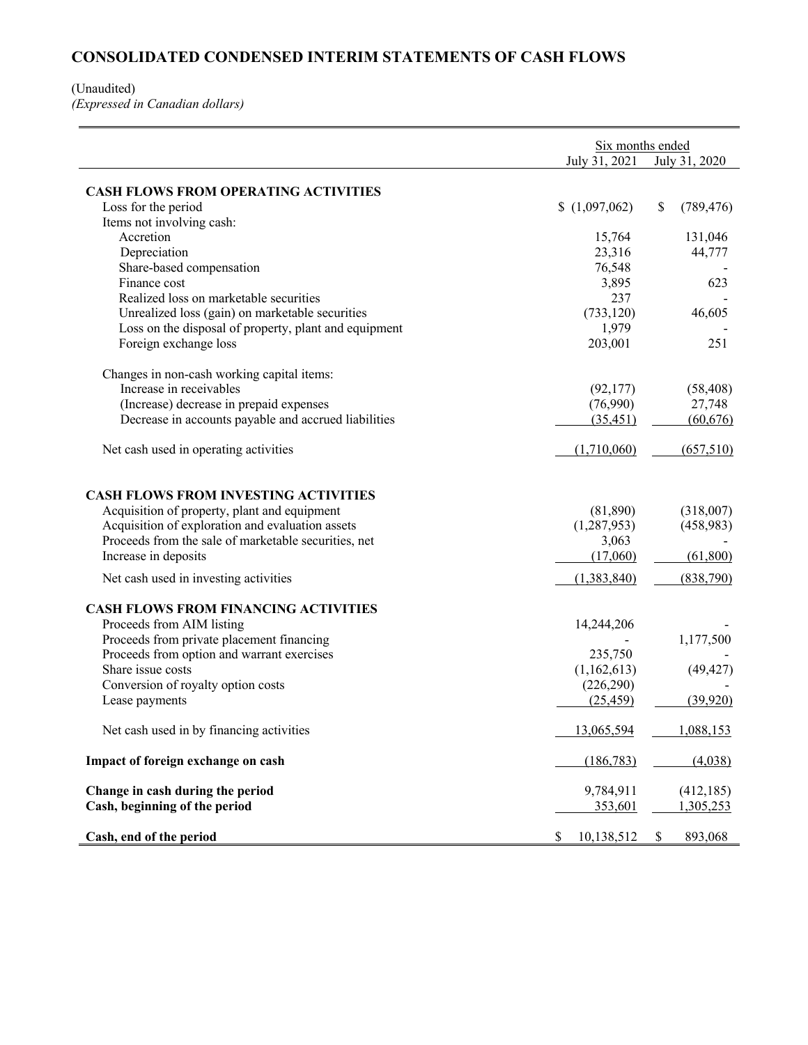# CONSOLIDATED CONDENSED INTERIM STATEMENTS OF CASH FLOWS

(Unaudited)
*(Expressed in Canadian dollars)*

| | Six months ended | |
|---|---|---|
| | July 31, 2021 | July 31, 2020 |
| **CASH FLOWS FROM OPERATING ACTIVITIES** | | |
| Loss for the period | $ (1,097,062) | $ (789,476) |
| Items not involving cash: | | |
| Accretion | 15,764 | 131,046 |
| Depreciation | 23,316 | 44,777 |
| Share-based compensation | 76,548 | - |
| Finance cost | 3,895 | 623 |
| Realized loss on marketable securities | 237 | - |
| Unrealized loss (gain) on marketable securities | (733,120) | 46,605 |
| Loss on the disposal of property, plant and equipment | 1,979 | - |
| Foreign exchange loss | 203,001 | 251 |
| Changes in non-cash working capital items: | | |
| Increase in receivables | (92,177) | (58,408) |
| (Increase) decrease in prepaid expenses | (76,990) | 27,748 |
| Decrease in accounts payable and accrued liabilities | (35,451) | (60,676) |
| Net cash used in operating activities | (1,710,060) | (657,510) |
| **CASH FLOWS FROM INVESTING ACTIVITIES** | | |
| Acquisition of property, plant and equipment | (81,890) | (318,007) |
| Acquisition of exploration and evaluation assets | (1,287,953) | (458,983) |
| Proceeds from the sale of marketable securities, net | 3,063 | - |
| Increase in deposits | (17,060) | (61,800) |
| Net cash used in investing activities | (1,383,840) | (838,790) |
| **CASH FLOWS FROM FINANCING ACTIVITIES** | | |
| Proceeds from AIM listing | 14,244,206 | - |
| Proceeds from private placement financing | - | 1,177,500 |
| Proceeds from option and warrant exercises | 235,750 | - |
| Share issue costs | (1,162,613) | (49,427) |
| Conversion of royalty option costs | (226,290) | - |
| Lease payments | (25,459) | (39,920) |
| Net cash used in by financing activities | 13,065,594 | 1,088,153 |
| **Impact of foreign exchange on cash** | (186,783) | (4,038) |
| **Change in cash during the period** | 9,784,911 | (412,185) |
| **Cash, beginning of the period** | 353,601 | 1,305,253 |
| **Cash, end of the period** | $ 10,138,512 | $ 893,068 |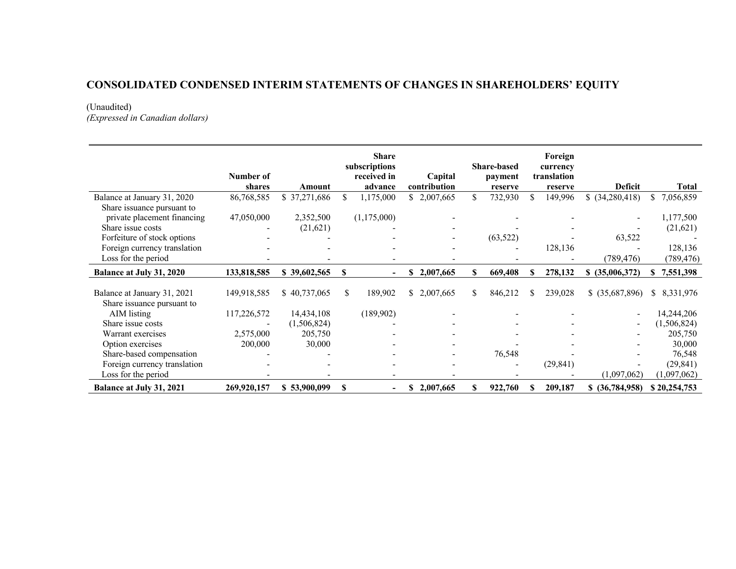## CONSOLIDATED CONDENSED INTERIM STATEMENTS OF CHANGES IN SHAREHOLDERS' EQUITY

(Unaudited)
*(Expressed in Canadian dollars)*

| | Number of shares | Amount | Share subscriptions received in advance | Capital contribution | Share-based payment reserve | Foreign currency translation reserve | Deficit | Total |
|---|---|---|---|---|---|---|---|---|
| Balance at January 31, 2020 | 86,768,585 | $ 37,271,686 | $ 1,175,000 | $ 2,007,665 | $ 732,930 | $ 149,996 | $ (34,280,418) | $ 7,056,859 |
| Share issuance pursuant to private placement financing | 47,050,000 | 2,352,500 | (1,175,000) | - | - | - | - | 1,177,500 |
| Share issue costs | - | (21,621) | - | - | - | - | - | (21,621) |
| Forfeiture of stock options | - | - | - | - | (63,522) | - | 63,522 | - |
| Foreign currency translation | - | - | - | - | - | 128,136 | - | 128,136 |
| Loss for the period | - | - | - | - | - | - | (789,476) | (789,476) |
| **Balance at July 31, 2020** | **133,818,585** | **$ 39,602,565** | **$ -** | **$ 2,007,665** | **$ 669,408** | **$ 278,132** | **$ (35,006,372)** | **$ 7,551,398** |
| | | | | | | | | |
| Balance at January 31, 2021 | 149,918,585 | $ 40,737,065 | $ 189,902 | $ 2,007,665 | $ 846,212 | $ 239,028 | $ (35,687,896) | $ 8,331,976 |
| Share issuance pursuant to AIM listing | 117,226,572 | 14,434,108 | (189,902) | - | - | - | - | 14,244,206 |
| Share issue costs | - | (1,506,824) | - | - | - | - | - | (1,506,824) |
| Warrant exercises | 2,575,000 | 205,750 | - | - | - | - | - | 205,750 |
| Option exercises | 200,000 | 30,000 | - | - | - | - | - | 30,000 |
| Share-based compensation | - | - | - | - | 76,548 | - | - | 76,548 |
| Foreign currency translation | - | - | - | - | - | (29,841) | - | (29,841) |
| Loss for the period | - | - | - | - | - | - | (1,097,062) | (1,097,062) |
| **Balance at July 31, 2021** | **269,920,157** | **$ 53,900,099** | **$ -** | **$ 2,007,665** | **$ 922,760** | **$ 209,187** | **$ (36,784,958)** | **$ 20,254,753** |